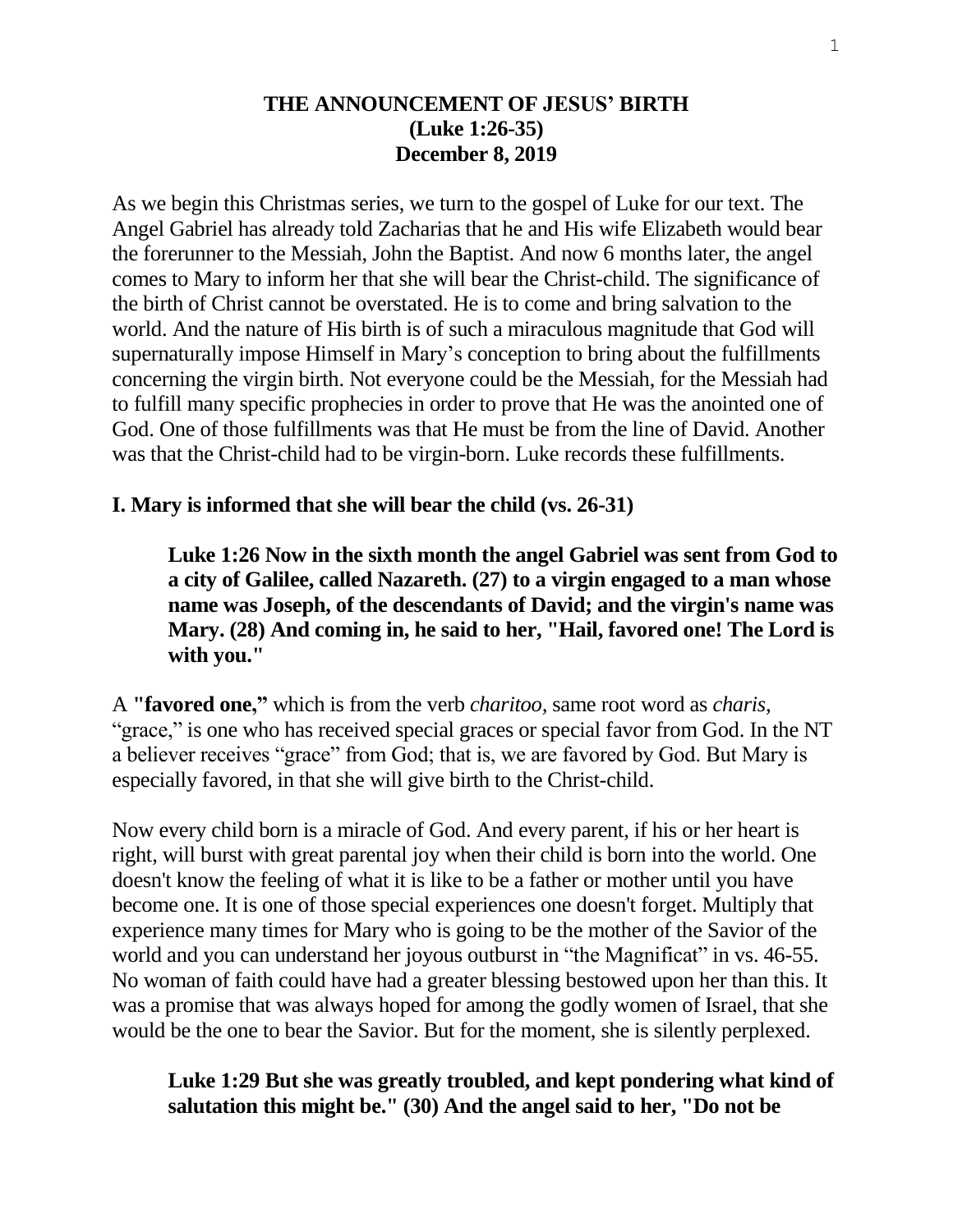# THE ANNOUNCEMENT OF JESUS' BIRTH
## (Luke 1:26-35)
## December 8, 2019

As we begin this Christmas series, we turn to the gospel of Luke for our text. The Angel Gabriel has already told Zacharias that he and His wife Elizabeth would bear the forerunner to the Messiah, John the Baptist. And now 6 months later, the angel comes to Mary to inform her that she will bear the Christ-child. The significance of the birth of Christ cannot be overstated. He is to come and bring salvation to the world. And the nature of His birth is of such a miraculous magnitude that God will supernaturally impose Himself in Mary's conception to bring about the fulfillments concerning the virgin birth. Not everyone could be the Messiah, for the Messiah had to fulfill many specific prophecies in order to prove that He was the anointed one of God. One of those fulfillments was that He must be from the line of David. Another was that the Christ-child had to be virgin-born. Luke records these fulfillments.

**I. Mary is informed that she will bear the child (vs. 26-31)**

> **Luke 1:26 Now in the sixth month the angel Gabriel was sent from God to a city of Galilee, called Nazareth. (27) to a virgin engaged to a man whose name was Joseph, of the descendants of David; and the virgin's name was Mary. (28) And coming in, he said to her, "Hail, favored one! The Lord is with you."**

A **"favored one,"** which is from the verb *charitoo*, same root word as *charis*, "grace," is one who has received special graces or special favor from God. In the NT a believer receives "grace" from God; that is, we are favored by God. But Mary is especially favored, in that she will give birth to the Christ-child.

Now every child born is a miracle of God. And every parent, if his or her heart is right, will burst with great parental joy when their child is born into the world. One doesn't know the feeling of what it is like to be a father or mother until you have become one. It is one of those special experiences one doesn't forget. Multiply that experience many times for Mary who is going to be the mother of the Savior of the world and you can understand her joyous outburst in "the Magnificat" in vs. 46-55. No woman of faith could have had a greater blessing bestowed upon her than this. It was a promise that was always hoped for among the godly women of Israel, that she would be the one to bear the Savior. But for the moment, she is silently perplexed.

> **Luke 1:29 But she was greatly troubled, and kept pondering what kind of salutation this might be." (30) And the angel said to her, "Do not be**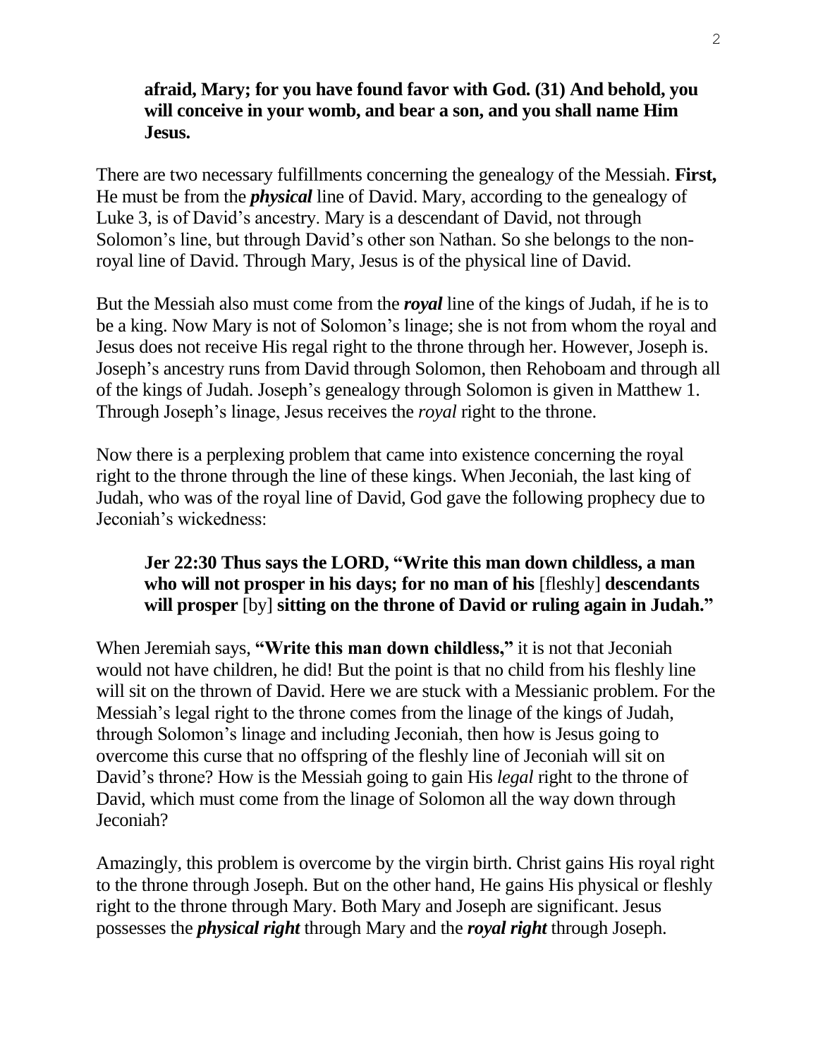**afraid, Mary; for you have found favor with God. (31) And behold, you will conceive in your womb, and bear a son, and you shall name Him Jesus.**

There are two necessary fulfillments concerning the genealogy of the Messiah. **First,** He must be from the ***physical*** line of David. Mary, according to the genealogy of Luke 3, is of David's ancestry. Mary is a descendant of David, not through Solomon's line, but through David's other son Nathan. So she belongs to the non-royal line of David. Through Mary, Jesus is of the physical line of David.

But the Messiah also must come from the ***royal*** line of the kings of Judah, if he is to be a king. Now Mary is not of Solomon's linage; she is not from whom the royal and Jesus does not receive His regal right to the throne through her. However, Joseph is. Joseph's ancestry runs from David through Solomon, then Rehoboam and through all of the kings of Judah. Joseph's genealogy through Solomon is given in Matthew 1. Through Joseph's linage, Jesus receives the *royal* right to the throne.

Now there is a perplexing problem that came into existence concerning the royal right to the throne through the line of these kings. When Jeconiah, the last king of Judah, who was of the royal line of David, God gave the following prophecy due to Jeconiah's wickedness:

> **Jer 22:30 Thus says the LORD, "Write this man down childless, a man who will not prosper in his days; for no man of his** [fleshly] **descendants will prosper** [by] **sitting on the throne of David or ruling again in Judah."**

When Jeremiah says, **"Write this man down childless,"** it is not that Jeconiah would not have children, he did! But the point is that no child from his fleshly line will sit on the thrown of David. Here we are stuck with a Messianic problem. For the Messiah's legal right to the throne comes from the linage of the kings of Judah, through Solomon's linage and including Jeconiah, then how is Jesus going to overcome this curse that no offspring of the fleshly line of Jeconiah will sit on David's throne? How is the Messiah going to gain His *legal* right to the throne of David, which must come from the linage of Solomon all the way down through Jeconiah?

Amazingly, this problem is overcome by the virgin birth. Christ gains His royal right to the throne through Joseph. But on the other hand, He gains His physical or fleshly right to the throne through Mary. Both Mary and Joseph are significant. Jesus possesses the ***physical right*** through Mary and the ***royal right*** through Joseph.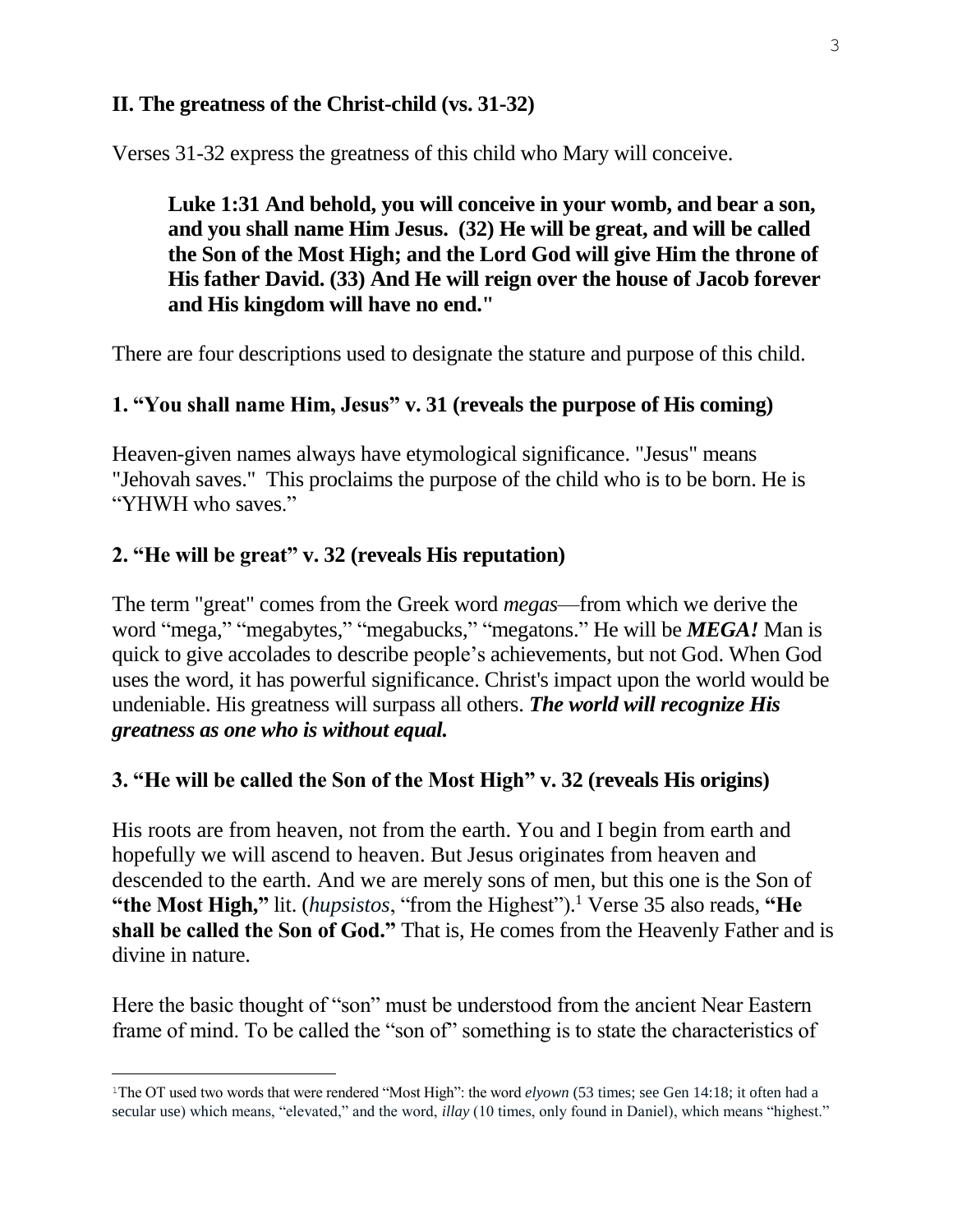## II. The greatness of the Christ-child (vs. 31-32)

Verses 31-32 express the greatness of this child who Mary will conceive.

> **Luke 1:31 And behold, you will conceive in your womb, and bear a son, and you shall name Him Jesus. (32) He will be great, and will be called the Son of the Most High; and the Lord God will give Him the throne of His father David. (33) And He will reign over the house of Jacob forever and His kingdom will have no end."**

There are four descriptions used to designate the stature and purpose of this child.

### 1. "You shall name Him, Jesus" v. 31 (reveals the purpose of His coming)

Heaven-given names always have etymological significance. "Jesus" means "Jehovah saves." This proclaims the purpose of the child who is to be born. He is "YHWH who saves."

### 2. "He will be great" v. 32 (reveals His reputation)

The term "great" comes from the Greek word *megas*—from which we derive the word "mega," "megabytes," "megabucks," "megatons." He will be ***MEGA!*** Man is quick to give accolades to describe people's achievements, but not God. When God uses the word, it has powerful significance. Christ's impact upon the world would be undeniable. His greatness will surpass all others. ***The world will recognize His greatness as one who is without equal.***

### 3. "He will be called the Son of the Most High" v. 32 (reveals His origins)

His roots are from heaven, not from the earth. You and I begin from earth and hopefully we will ascend to heaven. But Jesus originates from heaven and descended to the earth. And we are merely sons of men, but this one is the Son of **"the Most High,"** lit. (*hupsistos*, "from the Highest").[1] Verse 35 also reads, **"He shall be called the Son of God."** That is, He comes from the Heavenly Father and is divine in nature.

Here the basic thought of "son" must be understood from the ancient Near Eastern frame of mind. To be called the "son of" something is to state the characteristics of

---

[1] The OT used two words that were rendered "Most High": the word *elyown* (53 times; see Gen 14:18; it often had a secular use) which means, "elevated," and the word, *illay* (10 times, only found in Daniel), which means "highest."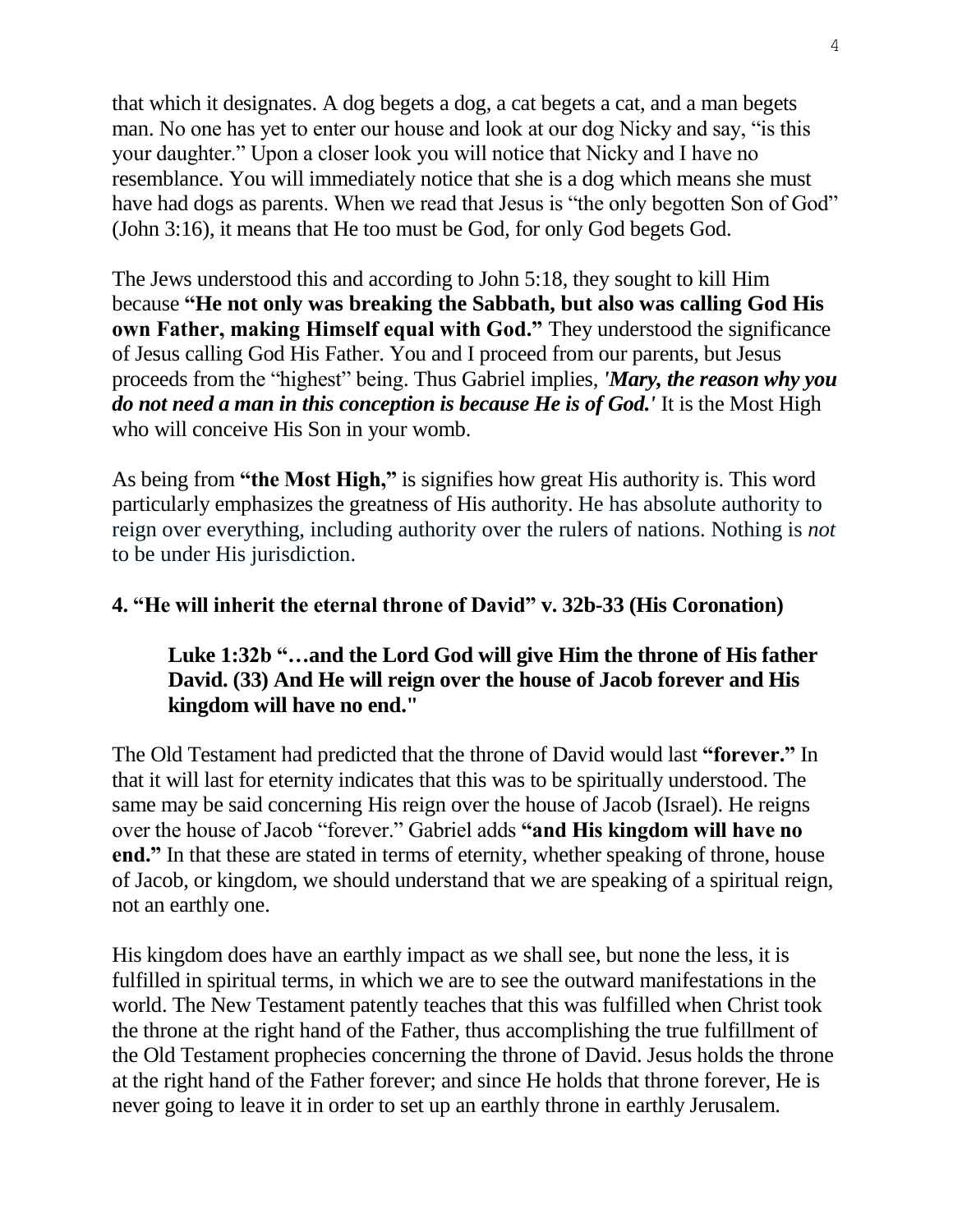that which it designates. A dog begets a dog, a cat begets a cat, and a man begets man. No one has yet to enter our house and look at our dog Nicky and say, "is this your daughter." Upon a closer look you will notice that Nicky and I have no resemblance. You will immediately notice that she is a dog which means she must have had dogs as parents. When we read that Jesus is "the only begotten Son of God" (John 3:16), it means that He too must be God, for only God begets God.

The Jews understood this and according to John 5:18, they sought to kill Him because **"He not only was breaking the Sabbath, but also was calling God His own Father, making Himself equal with God."** They understood the significance of Jesus calling God His Father. You and I proceed from our parents, but Jesus proceeds from the "highest" being. Thus Gabriel implies, ***'Mary, the reason why you do not need a man in this conception is because He is of God.'*** It is the Most High who will conceive His Son in your womb.

As being from **"the Most High,"** is signifies how great His authority is. This word particularly emphasizes the greatness of His authority. He has absolute authority to reign over everything, including authority over the rulers of nations. Nothing is *not* to be under His jurisdiction.

**4. "He will inherit the eternal throne of David" v. 32b-33 (His Coronation)**

> **Luke 1:32b "…and the Lord God will give Him the throne of His father David. (33) And He will reign over the house of Jacob forever and His kingdom will have no end."**

The Old Testament had predicted that the throne of David would last **"forever."** In that it will last for eternity indicates that this was to be spiritually understood. The same may be said concerning His reign over the house of Jacob (Israel). He reigns over the house of Jacob "forever." Gabriel adds **"and His kingdom will have no end."** In that these are stated in terms of eternity, whether speaking of throne, house of Jacob, or kingdom, we should understand that we are speaking of a spiritual reign, not an earthly one.

His kingdom does have an earthly impact as we shall see, but none the less, it is fulfilled in spiritual terms, in which we are to see the outward manifestations in the world. The New Testament patently teaches that this was fulfilled when Christ took the throne at the right hand of the Father, thus accomplishing the true fulfillment of the Old Testament prophecies concerning the throne of David. Jesus holds the throne at the right hand of the Father forever; and since He holds that throne forever, He is never going to leave it in order to set up an earthly throne in earthly Jerusalem.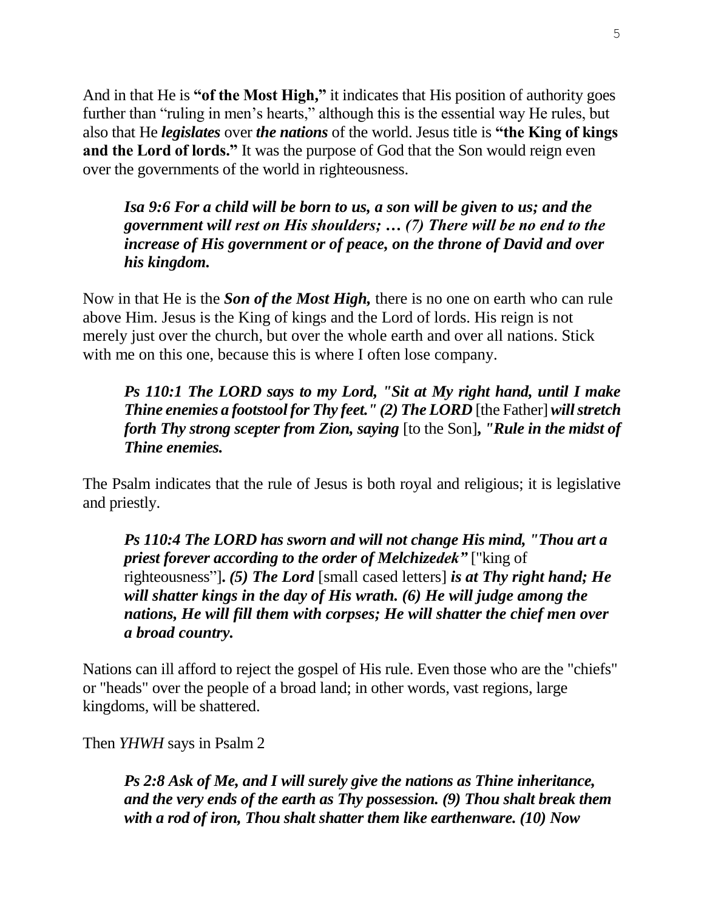And in that He is **"of the Most High,"** it indicates that His position of authority goes further than "ruling in men's hearts," although this is the essential way He rules, but also that He ***legislates*** over ***the nations*** of the world. Jesus title is **"the King of kings and the Lord of lords."** It was the purpose of God that the Son would reign even over the governments of the world in righteousness.

> ***Isa 9:6 For a child will be born to us, a son will be given to us; and the government will rest on His shoulders; … (7) There will be no end to the increase of His government or of peace, on the throne of David and over his kingdom.***

Now in that He is the ***Son of the Most High,*** there is no one on earth who can rule above Him. Jesus is the King of kings and the Lord of lords. His reign is not merely just over the church, but over the whole earth and over all nations. Stick with me on this one, because this is where I often lose company.

> ***Ps 110:1 The LORD says to my Lord, "Sit at My right hand, until I make Thine enemies a footstool for Thy feet." (2) The LORD*** [the Father] ***will stretch forth Thy strong scepter from Zion, saying*** [to the Son]***, "Rule in the midst of Thine enemies.***

The Psalm indicates that the rule of Jesus is both royal and religious; it is legislative and priestly.

> ***Ps 110:4 The LORD has sworn and will not change His mind, "Thou art a priest forever according to the order of Melchizedek"*** ["king of righteousness"]***. (5) The Lord*** [small cased letters] ***is at Thy right hand; He will shatter kings in the day of His wrath. (6) He will judge among the nations, He will fill them with corpses; He will shatter the chief men over a broad country.***

Nations can ill afford to reject the gospel of His rule. Even those who are the "chiefs" or "heads" over the people of a broad land; in other words, vast regions, large kingdoms, will be shattered.

Then *YHWH* says in Psalm 2

> ***Ps 2:8 Ask of Me, and I will surely give the nations as Thine inheritance, and the very ends of the earth as Thy possession. (9) Thou shalt break them with a rod of iron, Thou shalt shatter them like earthenware. (10) Now***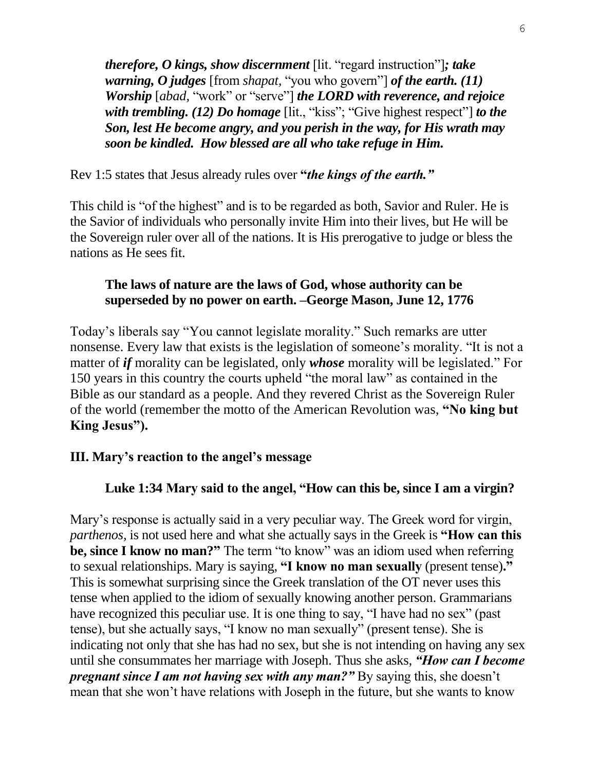> ***therefore, O kings, show discernment*** [lit. "regard instruction"]***; take warning, O judges*** [from *shapat,* "you who govern"] ***of the earth. (11) Worship*** [*abad,* "work" or "serve"] ***the LORD with reverence, and rejoice with trembling. (12) Do homage*** [lit., "kiss"; "Give highest respect"] ***to the Son, lest He become angry, and you perish in the way, for His wrath may soon be kindled. How blessed are all who take refuge in Him.***

Rev 1:5 states that Jesus already rules over **"*the kings of the earth."***

This child is "of the highest" and is to be regarded as both, Savior and Ruler. He is the Savior of individuals who personally invite Him into their lives, but He will be the Sovereign ruler over all of the nations. It is His prerogative to judge or bless the nations as He sees fit.

> **The laws of nature are the laws of God, whose authority can be superseded by no power on earth. –George Mason, June 12, 1776**

Today's liberals say "You cannot legislate morality." Such remarks are utter nonsense. Every law that exists is the legislation of someone's morality. "It is not a matter of ***if*** morality can be legislated, only ***whose*** morality will be legislated." For 150 years in this country the courts upheld "the moral law" as contained in the Bible as our standard as a people. And they revered Christ as the Sovereign Ruler of the world (remember the motto of the American Revolution was, **"No king but King Jesus").**

### III. Mary's reaction to the angel's message

> **Luke 1:34 Mary said to the angel, "How can this be, since I am a virgin?**

Mary's response is actually said in a very peculiar way. The Greek word for virgin, *parthenos,* is not used here and what she actually says in the Greek is **"How can this be, since I know no man?"** The term "to know" was an idiom used when referring to sexual relationships. Mary is saying, **"I know no man sexually** (present tense)**."** This is somewhat surprising since the Greek translation of the OT never uses this tense when applied to the idiom of sexually knowing another person. Grammarians have recognized this peculiar use. It is one thing to say, "I have had no sex" (past tense), but she actually says, "I know no man sexually" (present tense). She is indicating not only that she has had no sex, but she is not intending on having any sex until she consummates her marriage with Joseph. Thus she asks, ***"How can I become pregnant since I am not having sex with any man?"*** By saying this, she doesn't mean that she won't have relations with Joseph in the future, but she wants to know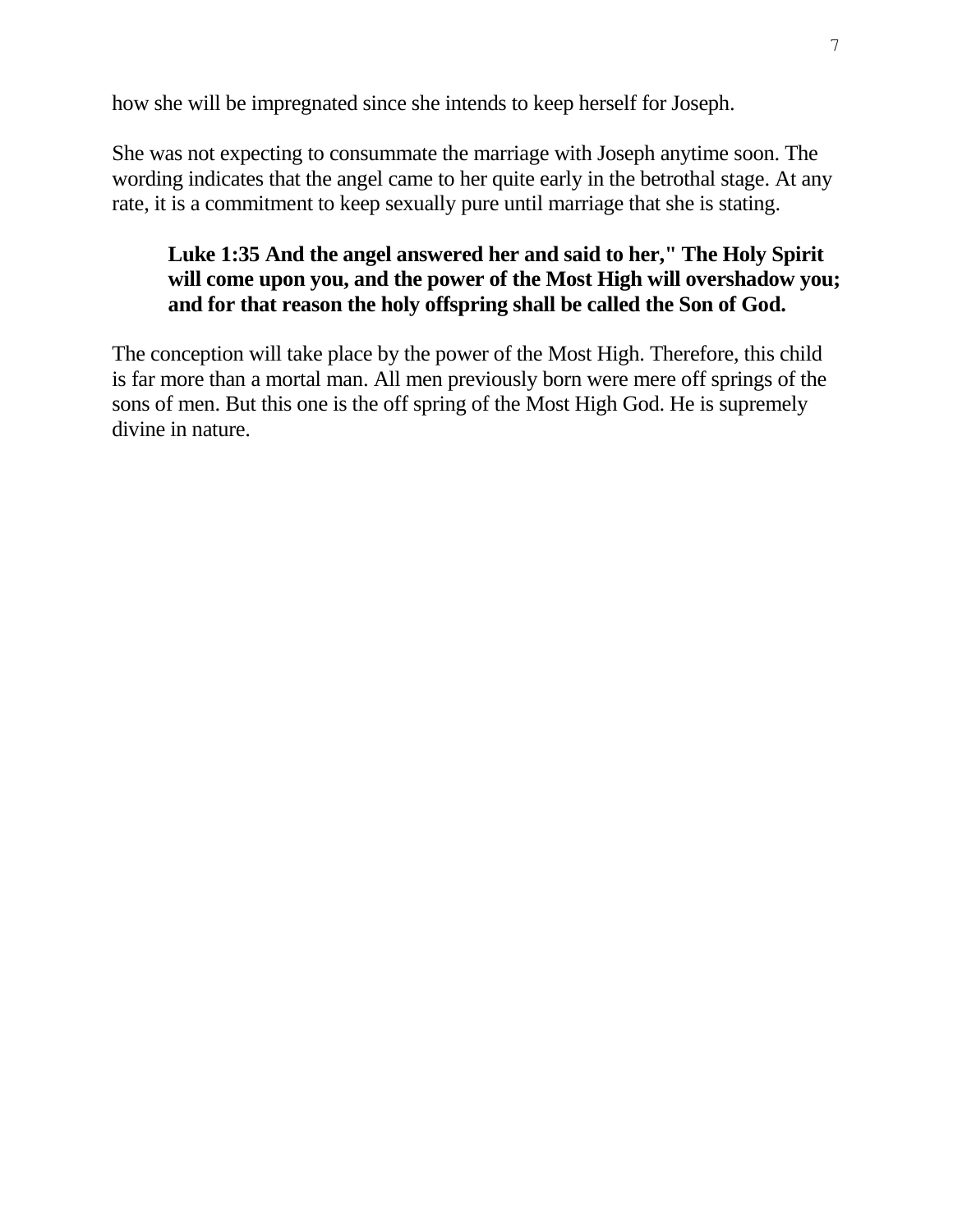how she will be impregnated since she intends to keep herself for Joseph.

She was not expecting to consummate the marriage with Joseph anytime soon. The wording indicates that the angel came to her quite early in the betrothal stage. At any rate, it is a commitment to keep sexually pure until marriage that she is stating.

> **Luke 1:35 And the angel answered her and said to her," The Holy Spirit will come upon you, and the power of the Most High will overshadow you; and for that reason the holy offspring shall be called the Son of God.**

The conception will take place by the power of the Most High. Therefore, this child is far more than a mortal man. All men previously born were mere off springs of the sons of men. But this one is the off spring of the Most High God. He is supremely divine in nature.